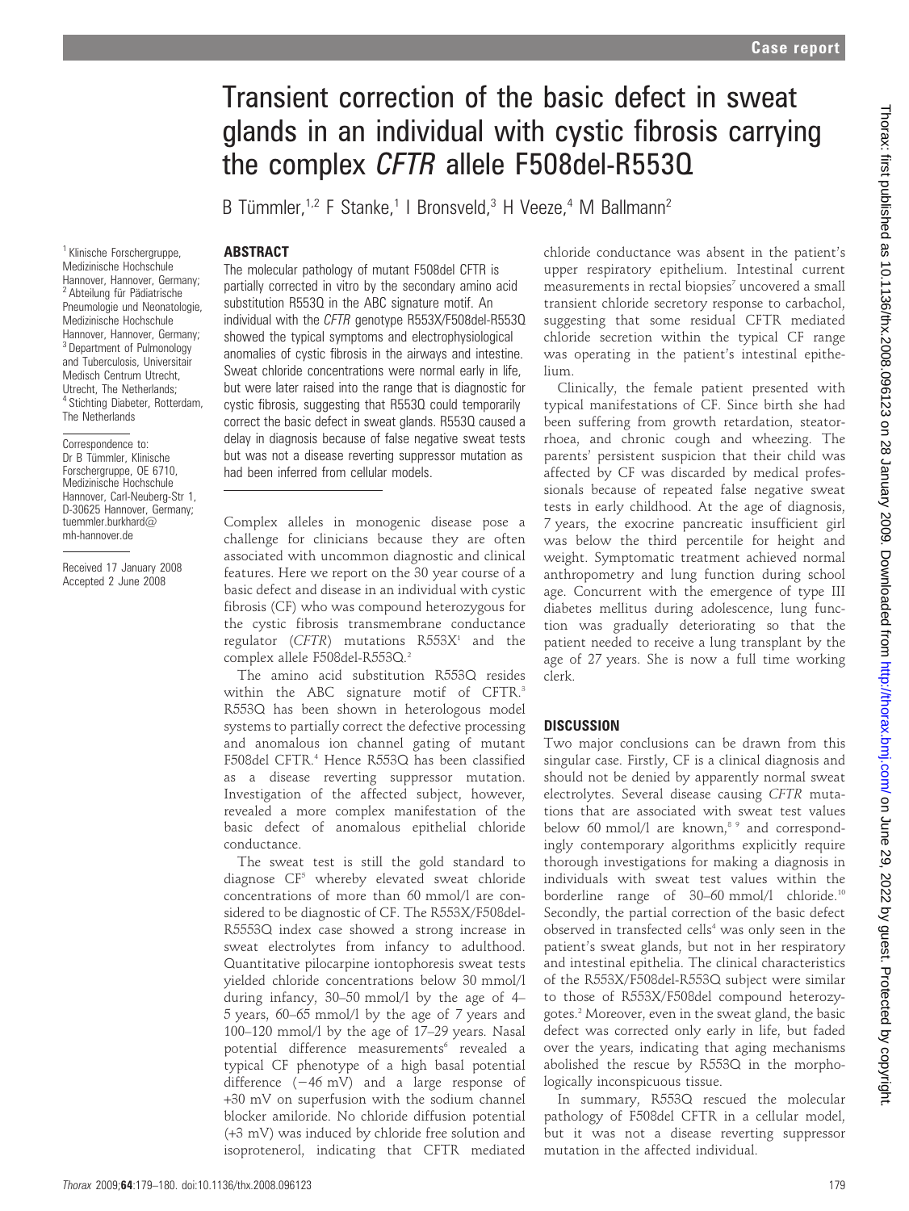# Transient correction of the basic defect in sweat glands in an individual with cystic fibrosis carrying the complex *CFTR* allele F508del-R553Q

B Tümmler,[1,2] F Stanke,[1] I Bronsveld,[3] H Veeze,[4] M Ballmann[2]

[1] Klinische Forschergruppe, Medizinische Hochschule Hannover, Hannover, Germany; [2] Abteilung für Pädiatrische Pneumologie und Neonatologie, Medizinische Hochschule Hannover, Hannover, Germany; [3] Department of Pulmonology and Tuberculosis, Universitair Medisch Centrum Utrecht, Utrecht, The Netherlands; [4] Stichting Diabeter, Rotterdam, The Netherlands

Correspondence to: Dr B Tümmler, Klinische Forschergruppe, OE 6710, Medizinische Hochschule Hannover, Carl-Neuberg-Str 1, D-30625 Hannover, Germany; tuemmler.burkhard@mh-hannover.de

Received 17 January 2008
Accepted 2 June 2008

## ABSTRACT

The molecular pathology of mutant F508del CFTR is partially corrected in vitro by the secondary amino acid substitution R553Q in the ABC signature motif. An individual with the *CFTR* genotype R553X/F508del-R553Q showed the typical symptoms and electrophysiological anomalies of cystic fibrosis in the airways and intestine. Sweat chloride concentrations were normal early in life, but were later raised into the range that is diagnostic for cystic fibrosis, suggesting that R553Q could temporarily correct the basic defect in sweat glands. R553Q caused a delay in diagnosis because of false negative sweat tests but was not a disease reverting suppressor mutation as had been inferred from cellular models.

Complex alleles in monogenic disease pose a challenge for clinicians because they are often associated with uncommon diagnostic and clinical features. Here we report on the 30 year course of a basic defect and disease in an individual with cystic fibrosis (CF) who was compound heterozygous for the cystic fibrosis transmembrane conductance regulator (*CFTR*) mutations R553X[1] and the complex allele F508del-R553Q.[2]

The amino acid substitution R553Q resides within the ABC signature motif of CFTR.[3] R553Q has been shown in heterologous model systems to partially correct the defective processing and anomalous ion channel gating of mutant F508del CFTR.[4] Hence R553Q has been classified as a disease reverting suppressor mutation. Investigation of the affected subject, however, revealed a more complex manifestation of the basic defect of anomalous epithelial chloride conductance.

The sweat test is still the gold standard to diagnose CF[5] whereby elevated sweat chloride concentrations of more than 60 mmol/l are considered to be diagnostic of CF. The R553X/F508del-R5553Q index case showed a strong increase in sweat electrolytes from infancy to adulthood. Quantitative pilocarpine iontophoresis sweat tests yielded chloride concentrations below 30 mmol/l during infancy, 30–50 mmol/l by the age of 4–5 years, 60–65 mmol/l by the age of 7 years and 100–120 mmol/l by the age of 17–29 years. Nasal potential difference measurements[6] revealed a typical CF phenotype of a high basal potential difference (−46 mV) and a large response of +30 mV on superfusion with the sodium channel blocker amiloride. No chloride diffusion potential (+3 mV) was induced by chloride free solution and isoproterenol, indicating that CFTR mediated chloride conductance was absent in the patient's upper respiratory epithelium. Intestinal current measurements in rectal biopsies[7] uncovered a small transient chloride secretory response to carbachol, suggesting that some residual CFTR mediated chloride secretion within the typical CF range was operating in the patient's intestinal epithelium.

Clinically, the female patient presented with typical manifestations of CF. Since birth she had been suffering from growth retardation, steatorrhoea, and chronic cough and wheezing. The parents' persistent suspicion that their child was affected by CF was discarded by medical professionals because of repeated false negative sweat tests in early childhood. At the age of diagnosis, 7 years, the exocrine pancreatic insufficient girl was below the third percentile for height and weight. Symptomatic treatment achieved normal anthropometry and lung function during school age. Concurrent with the emergence of type III diabetes mellitus during adolescence, lung function was gradually deteriorating so that the patient needed to receive a lung transplant by the age of 27 years. She is now a full time working clerk.

## DISCUSSION

Two major conclusions can be drawn from this singular case. Firstly, CF is a clinical diagnosis and should not be denied by apparently normal sweat electrolytes. Several disease causing *CFTR* mutations that are associated with sweat test values below 60 mmol/l are known,[8,9] and correspondingly contemporary algorithms explicitly require thorough investigations for making a diagnosis in individuals with sweat test values within the borderline range of 30–60 mmol/l chloride.[10] Secondly, the partial correction of the basic defect observed in transfected cells[4] was only seen in the patient's sweat glands, but not in her respiratory and intestinal epithelia. The clinical characteristics of the R553X/F508del-R553Q subject were similar to those of R553X/F508del compound heterozygotes.[2] Moreover, even in the sweat gland, the basic defect was corrected only early in life, but faded over the years, indicating that aging mechanisms abolished the rescue by R553Q in the morphologically inconspicuous tissue.

In summary, R553Q rescued the molecular pathology of F508del CFTR in a cellular model, but it was not a disease reverting suppressor mutation in the affected individual.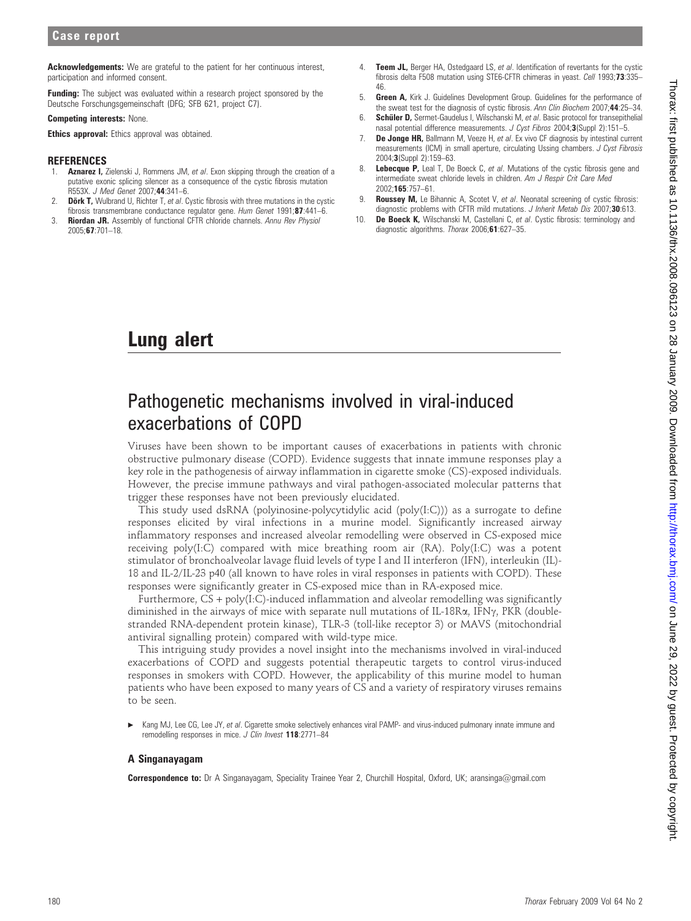**Acknowledgements:** We are grateful to the patient for her continuous interest, participation and informed consent.

**Funding:** The subject was evaluated within a research project sponsored by the Deutsche Forschungsgemeinschaft (DFG; SFB 621, project C7).

**Competing interests:** None.

**Ethics approval:** Ethics approval was obtained.

## REFERENCES

1. **Aznarez I,** Zielenski J, Rommens JM, *et al*. Exon skipping through the creation of a putative exonic splicing silencer as a consequence of the cystic fibrosis mutation R553X. *J Med Genet* 2007;**44**:341–6.
2. **Dörk T,** Wulbrand U, Richter T, *et al*. Cystic fibrosis with three mutations in the cystic fibrosis transmembrane conductance regulator gene. *Hum Genet* 1991;**87**:441–6.
3. **Riordan JR.** Assembly of functional CFTR chloride channels. *Annu Rev Physiol* 2005;**67**:701–18.
4. **Teem JL,** Berger HA, Ostedgaard LS, *et al*. Identification of revertants for the cystic fibrosis delta F508 mutation using STE6-CFTR chimeras in yeast. *Cell* 1993;**73**:335–46.
5. **Green A,** Kirk J. Guidelines Development Group. Guidelines for the performance of the sweat test for the diagnosis of cystic fibrosis. *Ann Clin Biochem* 2007;**44**:25–34.
6. **Schüler D,** Sermet-Gaudelus I, Wilschanski M, *et al*. Basic protocol for transepithelial nasal potential difference measurements. *J Cyst Fibros* 2004;**3**(Suppl 2):151–5.
7. **De Jonge HR,** Ballmann M, Veeze H, *et al*. Ex vivo CF diagnosis by intestinal current measurements (ICM) in small aperture, circulating Ussing chambers. *J Cyst Fibrosis* 2004;**3**(Suppl 2):159–63.
8. **Lebecque P,** Leal T, De Boeck C, *et al*. Mutations of the cystic fibrosis gene and intermediate sweat chloride levels in children. *Am J Respir Crit Care Med* 2002;**165**:757–61.
9. **Roussey M,** Le Bihannic A, Scotet V, *et al*. Neonatal screening of cystic fibrosis: diagnostic problems with CFTR mild mutations. *J Inherit Metab Dis* 2007;**30**:613.
10. **De Boeck K,** Wilschanski M, Castellani C, *et al*. Cystic fibrosis: terminology and diagnostic algorithms. *Thorax* 2006;**61**:627–35.

# Lung alert

## Pathogenetic mechanisms involved in viral-induced exacerbations of COPD

Viruses have been shown to be important causes of exacerbations in patients with chronic obstructive pulmonary disease (COPD). Evidence suggests that innate immune responses play a key role in the pathogenesis of airway inflammation in cigarette smoke (CS)-exposed individuals. However, the precise immune pathways and viral pathogen-associated molecular patterns that trigger these responses have not been previously elucidated.

This study used dsRNA (polyinosine-polycytidylic acid (poly(I:C))) as a surrogate to define responses elicited by viral infections in a murine model. Significantly increased airway inflammatory responses and increased alveolar remodelling were observed in CS-exposed mice receiving poly(I:C) compared with mice breathing room air (RA). Poly(I:C) was a potent stimulator of bronchoalveolar lavage fluid levels of type I and II interferon (IFN), interleukin (IL)-18 and IL-2/IL-23 p40 (all known to have roles in viral responses in patients with COPD). These responses were significantly greater in CS-exposed mice than in RA-exposed mice.

Furthermore, CS + poly(I:C)-induced inflammation and alveolar remodelling was significantly diminished in the airways of mice with separate null mutations of IL-18Rα, IFNγ, PKR (double-stranded RNA-dependent protein kinase), TLR-3 (toll-like receptor 3) or MAVS (mitochondrial antiviral signalling protein) compared with wild-type mice.

This intriguing study provides a novel insight into the mechanisms involved in viral-induced exacerbations of COPD and suggests potential therapeutic targets to control virus-induced responses in smokers with COPD. However, the applicability of this murine model to human patients who have been exposed to many years of CS and a variety of respiratory viruses remains to be seen.

- Kang MJ, Lee CG, Lee JY, *et al*. Cigarette smoke selectively enhances viral PAMP- and virus-induced pulmonary innate immune and remodelling responses in mice. *J Clin Invest* **118**:2771–84

**A Singanayagam**

**Correspondence to:** Dr A Singanayagam, Speciality Trainee Year 2, Churchill Hospital, Oxford, UK; aransinga@gmail.com